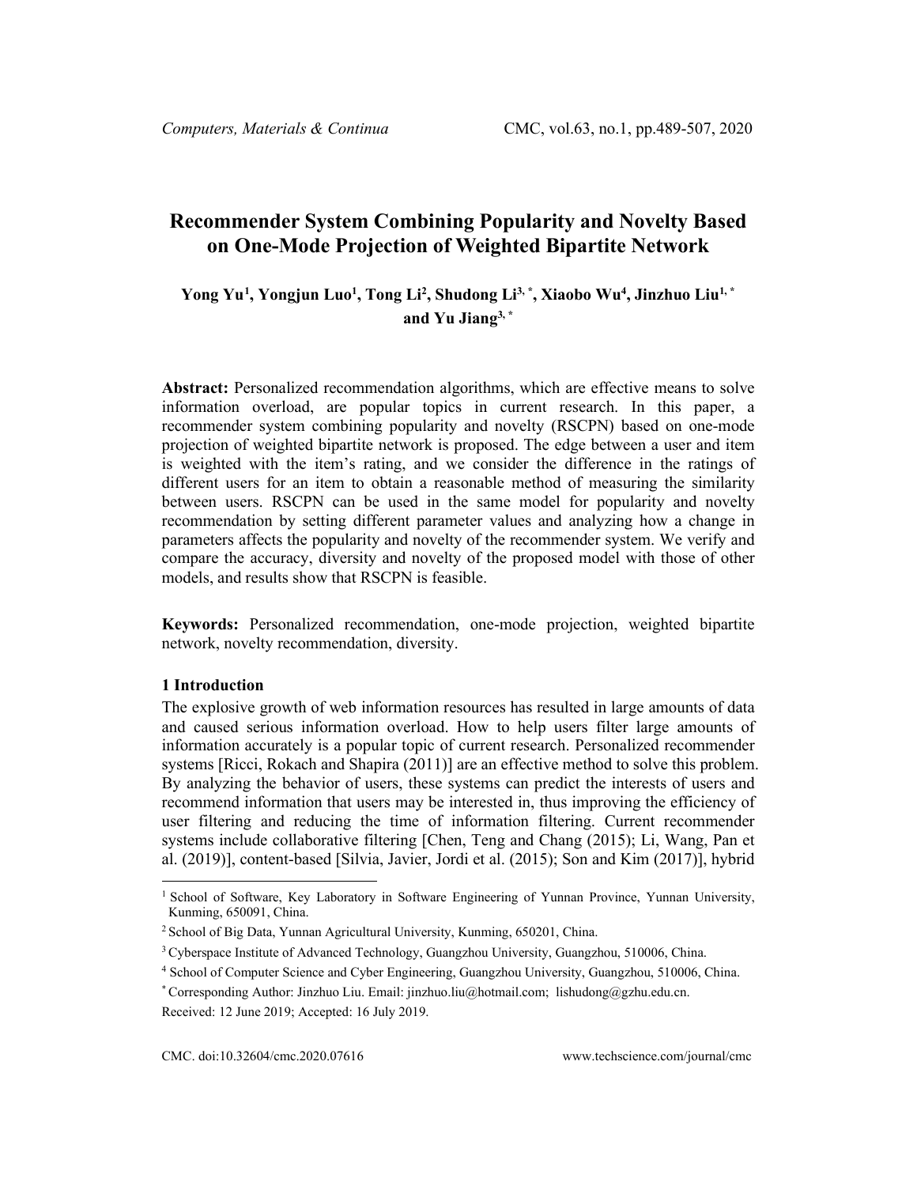# Recommender System Combining Popularity and Novelty Based on One-Mode Projection of Weighted Bipartite Network

**Yong Yu[1], Yongjun Luo[1], Tong Li[2], Shudong Li[3,*], Xiaobo Wu[4], Jinzhuo Liu[1,*] and Yu Jiang[3,*]**

**Abstract:** Personalized recommendation algorithms, which are effective means to solve information overload, are popular topics in current research. In this paper, a recommender system combining popularity and novelty (RSCPN) based on one-mode projection of weighted bipartite network is proposed. The edge between a user and item is weighted with the item's rating, and we consider the difference in the ratings of different users for an item to obtain a reasonable method of measuring the similarity between users. RSCPN can be used in the same model for popularity and novelty recommendation by setting different parameter values and analyzing how a change in parameters affects the popularity and novelty of the recommender system. We verify and compare the accuracy, diversity and novelty of the proposed model with those of other models, and results show that RSCPN is feasible.

**Keywords:** Personalized recommendation, one-mode projection, weighted bipartite network, novelty recommendation, diversity.

## 1 Introduction

The explosive growth of web information resources has resulted in large amounts of data and caused serious information overload. How to help users filter large amounts of information accurately is a popular topic of current research. Personalized recommender systems [Ricci, Rokach and Shapira (2011)] are an effective method to solve this problem. By analyzing the behavior of users, these systems can predict the interests of users and recommend information that users may be interested in, thus improving the efficiency of user filtering and reducing the time of information filtering. Current recommender systems include collaborative filtering [Chen, Teng and Chang (2015); Li, Wang, Pan et al. (2019)], content-based [Silvia, Javier, Jordi et al. (2015); Son and Kim (2017)], hybrid

---

[1] School of Software, Key Laboratory in Software Engineering of Yunnan Province, Yunnan University, Kunming, 650091, China.

[2] School of Big Data, Yunnan Agricultural University, Kunming, 650201, China.

[3] Cyberspace Institute of Advanced Technology, Guangzhou University, Guangzhou, 510006, China.

[4] School of Computer Science and Cyber Engineering, Guangzhou University, Guangzhou, 510006, China.

[*] Corresponding Author: Jinzhuo Liu. Email: jinzhuo.liu@hotmail.com; lishudong@gzhu.edu.cn.

Received: 12 June 2019; Accepted: 16 July 2019.

CMC. doi:10.32604/cmc.2020.07616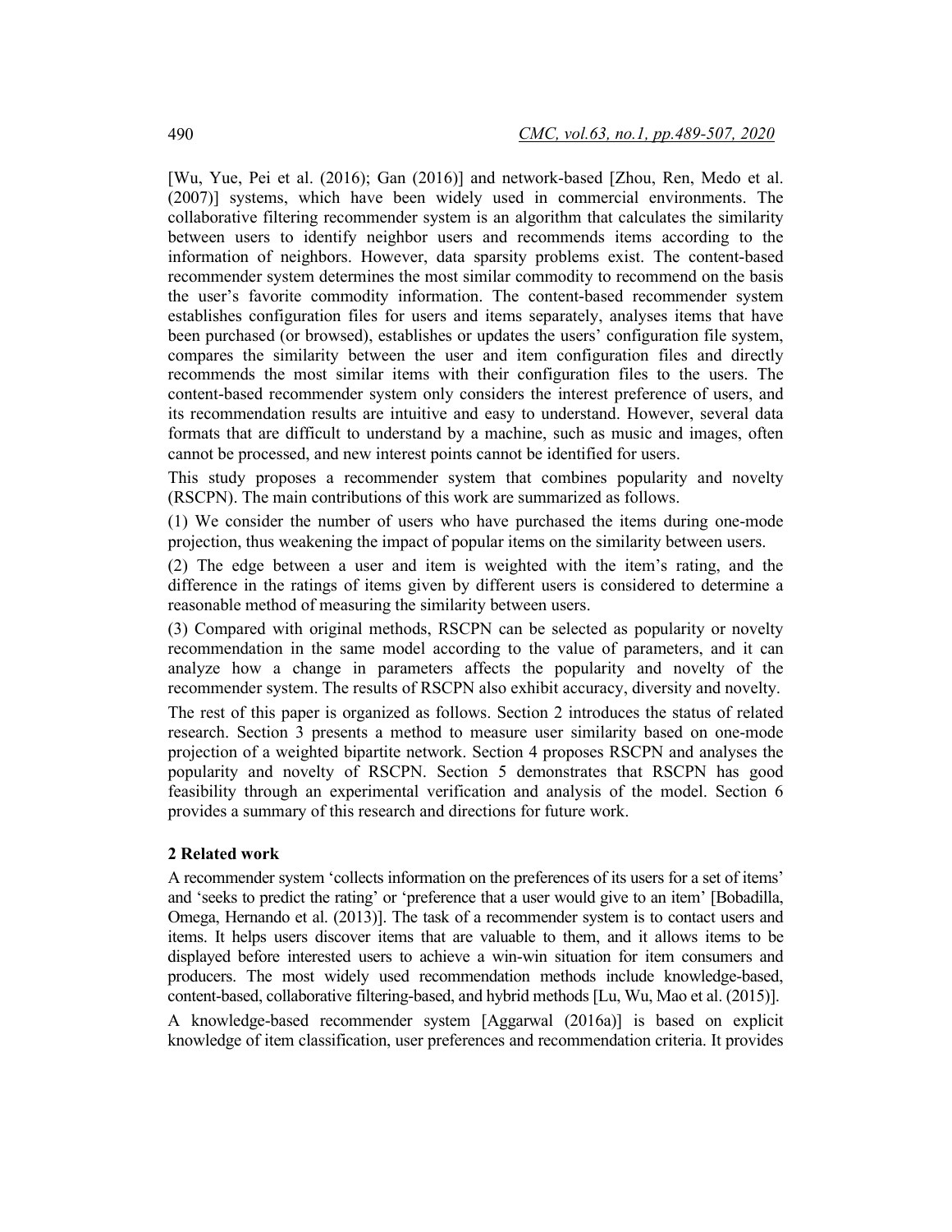[Wu, Yue, Pei et al. (2016); Gan (2016)] and network-based [Zhou, Ren, Medo et al. (2007)] systems, which have been widely used in commercial environments. The collaborative filtering recommender system is an algorithm that calculates the similarity between users to identify neighbor users and recommends items according to the information of neighbors. However, data sparsity problems exist. The content-based recommender system determines the most similar commodity to recommend on the basis the user's favorite commodity information. The content-based recommender system establishes configuration files for users and items separately, analyses items that have been purchased (or browsed), establishes or updates the users' configuration file system, compares the similarity between the user and item configuration files and directly recommends the most similar items with their configuration files to the users. The content-based recommender system only considers the interest preference of users, and its recommendation results are intuitive and easy to understand. However, several data formats that are difficult to understand by a machine, such as music and images, often cannot be processed, and new interest points cannot be identified for users.

This study proposes a recommender system that combines popularity and novelty (RSCPN). The main contributions of this work are summarized as follows.

(1) We consider the number of users who have purchased the items during one-mode projection, thus weakening the impact of popular items on the similarity between users.

(2) The edge between a user and item is weighted with the item's rating, and the difference in the ratings of items given by different users is considered to determine a reasonable method of measuring the similarity between users.

(3) Compared with original methods, RSCPN can be selected as popularity or novelty recommendation in the same model according to the value of parameters, and it can analyze how a change in parameters affects the popularity and novelty of the recommender system. The results of RSCPN also exhibit accuracy, diversity and novelty.

The rest of this paper is organized as follows. Section 2 introduces the status of related research. Section 3 presents a method to measure user similarity based on one-mode projection of a weighted bipartite network. Section 4 proposes RSCPN and analyses the popularity and novelty of RSCPN. Section 5 demonstrates that RSCPN has good feasibility through an experimental verification and analysis of the model. Section 6 provides a summary of this research and directions for future work.

## 2 Related work

A recommender system 'collects information on the preferences of its users for a set of items' and 'seeks to predict the rating' or 'preference that a user would give to an item' [Bobadilla, Omega, Hernando et al. (2013)]. The task of a recommender system is to contact users and items. It helps users discover items that are valuable to them, and it allows items to be displayed before interested users to achieve a win-win situation for item consumers and producers. The most widely used recommendation methods include knowledge-based, content-based, collaborative filtering-based, and hybrid methods [Lu, Wu, Mao et al. (2015)].

A knowledge-based recommender system [Aggarwal (2016a)] is based on explicit knowledge of item classification, user preferences and recommendation criteria. It provides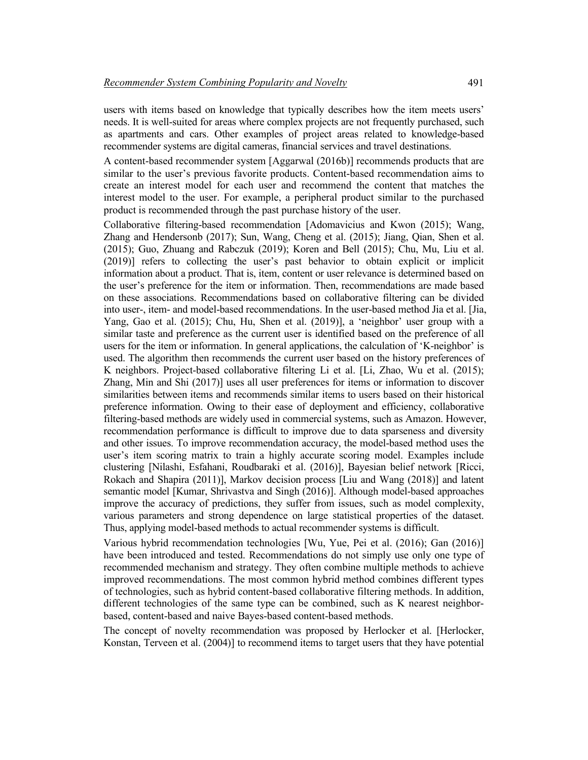users with items based on knowledge that typically describes how the item meets users' needs. It is well-suited for areas where complex projects are not frequently purchased, such as apartments and cars. Other examples of project areas related to knowledge-based recommender systems are digital cameras, financial services and travel destinations.

A content-based recommender system [Aggarwal (2016b)] recommends products that are similar to the user's previous favorite products. Content-based recommendation aims to create an interest model for each user and recommend the content that matches the interest model to the user. For example, a peripheral product similar to the purchased product is recommended through the past purchase history of the user.

Collaborative filtering-based recommendation [Adomavicius and Kwon (2015); Wang, Zhang and Hendersonb (2017); Sun, Wang, Cheng et al. (2015); Jiang, Qian, Shen et al. (2015); Guo, Zhuang and Rabczuk (2019); Koren and Bell (2015); Chu, Mu, Liu et al. (2019)] refers to collecting the user's past behavior to obtain explicit or implicit information about a product. That is, item, content or user relevance is determined based on the user's preference for the item or information. Then, recommendations are made based on these associations. Recommendations based on collaborative filtering can be divided into user-, item- and model-based recommendations. In the user-based method Jia et al. [Jia, Yang, Gao et al. (2015); Chu, Hu, Shen et al. (2019)], a 'neighbor' user group with a similar taste and preference as the current user is identified based on the preference of all users for the item or information. In general applications, the calculation of 'K-neighbor' is used. The algorithm then recommends the current user based on the history preferences of K neighbors. Project-based collaborative filtering Li et al. [Li, Zhao, Wu et al. (2015); Zhang, Min and Shi (2017)] uses all user preferences for items or information to discover similarities between items and recommends similar items to users based on their historical preference information. Owing to their ease of deployment and efficiency, collaborative filtering-based methods are widely used in commercial systems, such as Amazon. However, recommendation performance is difficult to improve due to data sparseness and diversity and other issues. To improve recommendation accuracy, the model-based method uses the user's item scoring matrix to train a highly accurate scoring model. Examples include clustering [Nilashi, Esfahani, Roudbaraki et al. (2016)], Bayesian belief network [Ricci, Rokach and Shapira (2011)], Markov decision process [Liu and Wang (2018)] and latent semantic model [Kumar, Shrivastva and Singh (2016)]. Although model-based approaches improve the accuracy of predictions, they suffer from issues, such as model complexity, various parameters and strong dependence on large statistical properties of the dataset. Thus, applying model-based methods to actual recommender systems is difficult.

Various hybrid recommendation technologies [Wu, Yue, Pei et al. (2016); Gan (2016)] have been introduced and tested. Recommendations do not simply use only one type of recommended mechanism and strategy. They often combine multiple methods to achieve improved recommendations. The most common hybrid method combines different types of technologies, such as hybrid content-based collaborative filtering methods. In addition, different technologies of the same type can be combined, such as K nearest neighbor-based, content-based and naive Bayes-based content-based methods.

The concept of novelty recommendation was proposed by Herlocker et al. [Herlocker, Konstan, Terveen et al. (2004)] to recommend items to target users that they have potential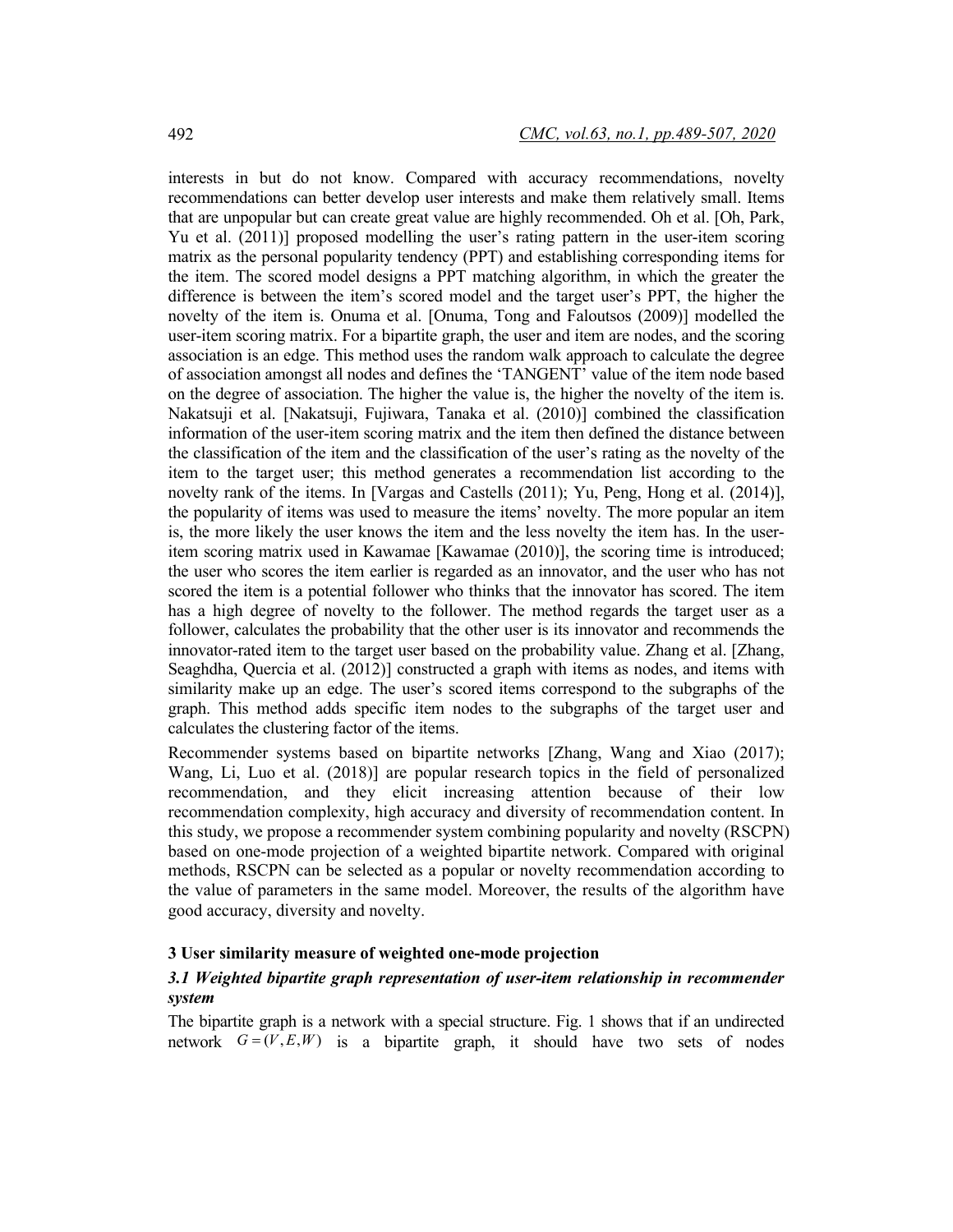interests in but do not know. Compared with accuracy recommendations, novelty recommendations can better develop user interests and make them relatively small. Items that are unpopular but can create great value are highly recommended. Oh et al. [Oh, Park, Yu et al. (2011)] proposed modelling the user's rating pattern in the user-item scoring matrix as the personal popularity tendency (PPT) and establishing corresponding items for the item. The scored model designs a PPT matching algorithm, in which the greater the difference is between the item's scored model and the target user's PPT, the higher the novelty of the item is. Onuma et al. [Onuma, Tong and Faloutsos (2009)] modelled the user-item scoring matrix. For a bipartite graph, the user and item are nodes, and the scoring association is an edge. This method uses the random walk approach to calculate the degree of association amongst all nodes and defines the 'TANGENT' value of the item node based on the degree of association. The higher the value is, the higher the novelty of the item is. Nakatsuji et al. [Nakatsuji, Fujiwara, Tanaka et al. (2010)] combined the classification information of the user-item scoring matrix and the item then defined the distance between the classification of the item and the classification of the user's rating as the novelty of the item to the target user; this method generates a recommendation list according to the novelty rank of the items. In [Vargas and Castells (2011); Yu, Peng, Hong et al. (2014)], the popularity of items was used to measure the items' novelty. The more popular an item is, the more likely the user knows the item and the less novelty the item has. In the user-item scoring matrix used in Kawamae [Kawamae (2010)], the scoring time is introduced; the user who scores the item earlier is regarded as an innovator, and the user who has not scored the item is a potential follower who thinks that the innovator has scored. The item has a high degree of novelty to the follower. The method regards the target user as a follower, calculates the probability that the other user is its innovator and recommends the innovator-rated item to the target user based on the probability value. Zhang et al. [Zhang, Seaghdha, Quercia et al. (2012)] constructed a graph with items as nodes, and items with similarity make up an edge. The user's scored items correspond to the subgraphs of the graph. This method adds specific item nodes to the subgraphs of the target user and calculates the clustering factor of the items.

Recommender systems based on bipartite networks [Zhang, Wang and Xiao (2017); Wang, Li, Luo et al. (2018)] are popular research topics in the field of personalized recommendation, and they elicit increasing attention because of their low recommendation complexity, high accuracy and diversity of recommendation content. In this study, we propose a recommender system combining popularity and novelty (RSCPN) based on one-mode projection of a weighted bipartite network. Compared with original methods, RSCPN can be selected as a popular or novelty recommendation according to the value of parameters in the same model. Moreover, the results of the algorithm have good accuracy, diversity and novelty.

## 3 User similarity measure of weighted one-mode projection

### *3.1 Weighted bipartite graph representation of user-item relationship in recommender system*

The bipartite graph is a network with a special structure. Fig. 1 shows that if an undirected network $G=(V,E,W)$ is a bipartite graph, it should have two sets of nodes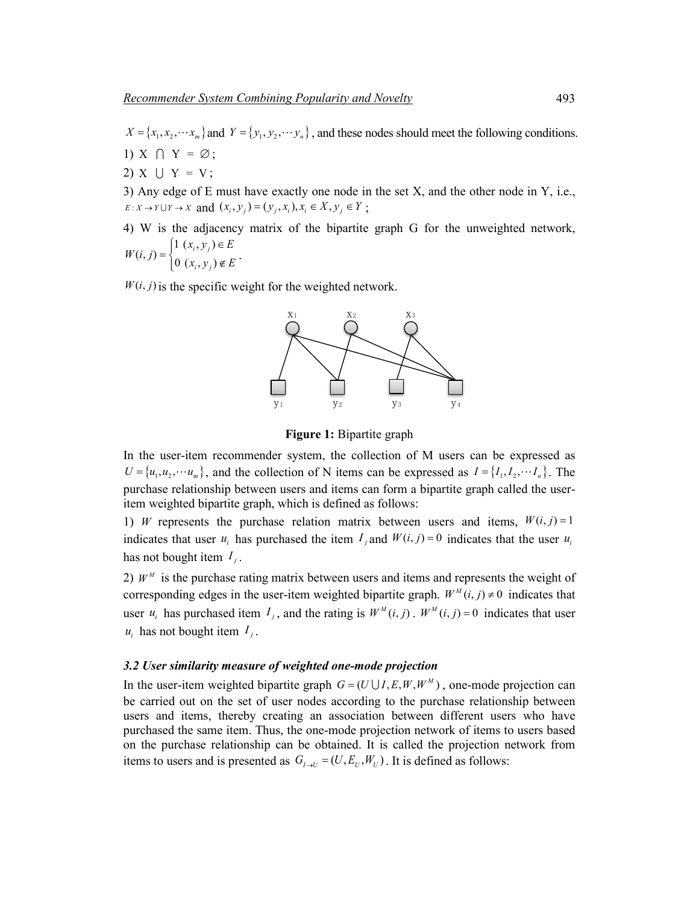$X = \{x_1, x_2, \cdots x_m\}$ and $Y = \{y_1, y_2, \cdots y_n\}$, and these nodes should meet the following conditions.

1) X $\cap$ Y = $\varnothing$;

2) X $\cup$ Y = V;

3) Any edge of E must have exactly one node in the set X, and the other node in Y, i.e., $E: X \rightarrow Y \cup Y \rightarrow X$ and $(x_i, y_j) = (y_j, x_i), x_i \in X, y_j \in Y$;

4) W is the adjacency matrix of the bipartite graph G for the unweighted network, $W(i,j) = \begin{cases} 1 & (x_i, y_j) \in E \\ 0 & (x_i, y_j) \notin E \end{cases}$.

$W(i,j)$ is the specific weight for the weighted network.

**Figure 1:** Bipartite graph

In the user-item recommender system, the collection of M users can be expressed as $U = \{u_1, u_2, \cdots u_m\}$, and the collection of N items can be expressed as $I = \{I_1, I_2, \cdots I_n\}$. The purchase relationship between users and items can form a bipartite graph called the user-item weighted bipartite graph, which is defined as follows:

1) $W$ represents the purchase relation matrix between users and items, $W(i,j) = 1$ indicates that user $u_i$ has purchased the item $I_j$ and $W(i,j) = 0$ indicates that the user $u_i$ has not bought item $I_j$.

2) $W^M$ is the purchase rating matrix between users and items and represents the weight of corresponding edges in the user-item weighted bipartite graph. $W^M(i,j) \neq 0$ indicates that user $u_i$ has purchased item $I_j$, and the rating is $W^M(i,j)$. $W^M(i,j) = 0$ indicates that user $u_i$ has not bought item $I_j$.

### *3.2 User similarity measure of weighted one-mode projection*

In the user-item weighted bipartite graph $G = (U \cup I, E, W, W^M)$, one-mode projection can be carried out on the set of user nodes according to the purchase relationship between users and items, thereby creating an association between different users who have purchased the same item. Thus, the one-mode projection network of items to users based on the purchase relationship can be obtained. It is called the projection network from items to users and is presented as $G_{I \rightarrow U} = (U, E_U, W_U)$. It is defined as follows: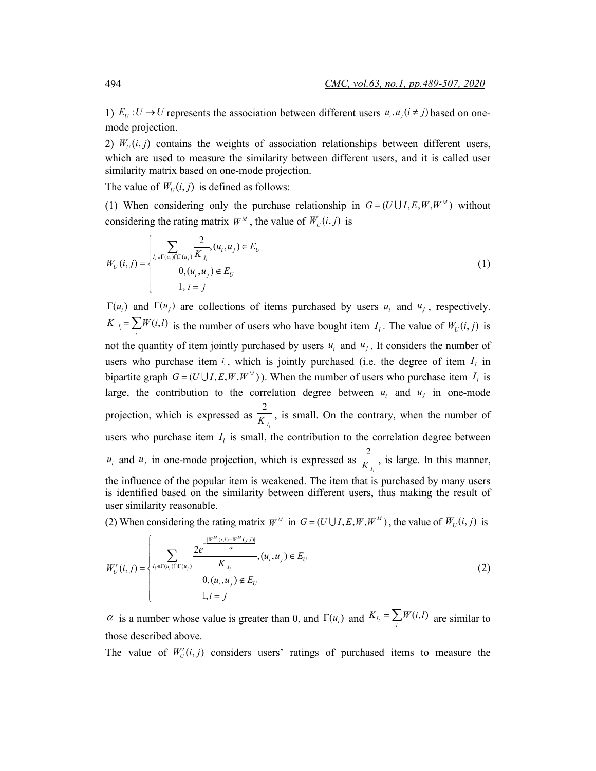1) $E_U: U \to U$ represents the association between different users $u_i, u_j (i \neq j)$ based on one-mode projection.

2) $W_U(i,j)$ contains the weights of association relationships between different users, which are used to measure the similarity between different users, and it is called user similarity matrix based on one-mode projection.

The value of $W_U(i,j)$ is defined as follows:

(1) When considering only the purchase relationship in $G = (U \cup I, E, W, W^M)$ without considering the rating matrix $W^M$, the value of $W_U(i,j)$ is

$$
W_U(i,j) = \begin{cases} \sum_{I_l \in \Gamma(u_i) \cap \Gamma(u_j)} \dfrac{2}{K_{I_l}}, (u_i, u_j) \in E_U \\ 0, (u_i, u_j) \notin E_U \\ 1, i = j \end{cases} \tag{1}
$$

$\Gamma(u_i)$ and $\Gamma(u_j)$ are collections of items purchased by users $u_i$ and $u_j$, respectively. $K_{I_l} = \sum_i W(i,l)$ is the number of users who have bought item $I_l$. The value of $W_U(i,j)$ is not the quantity of item jointly purchased by users $u_i$ and $u_j$. It considers the number of users who purchase item $I_l$, which is jointly purchased (i.e. the degree of item $I_l$ in bipartite graph $G = (U \cup I, E, W, W^M)$). When the number of users who purchase item $I_l$ is large, the contribution to the correlation degree between $u_i$ and $u_j$ in one-mode projection, which is expressed as $\frac{2}{K_{I_l}}$, is small. On the contrary, when the number of users who purchase item $I_l$ is small, the contribution to the correlation degree between $u_i$ and $u_j$ in one-mode projection, which is expressed as $\frac{2}{K_{I_l}}$, is large. In this manner, the influence of the popular item is weakened. The item that is purchased by many users is identified based on the similarity between different users, thus making the result of user similarity reasonable.

(2) When considering the rating matrix $W^M$ in $G = (U \cup I, E, W, W^M)$, the value of $W_U(i,j)$ is

$$
W'_U(i,j) = \begin{cases} \sum_{I_l \in \Gamma(u_i) \cap \Gamma(u_j)} \dfrac{2e^{-\frac{|W^M(i,l) - W^M(j,l)|}{\alpha}}}{K_{I_l}}, (u_i, u_j) \in E_U \\ 0, (u_i, u_j) \notin E_U \\ 1, i = j \end{cases} \tag{2}
$$

$\alpha$ is a number whose value is greater than 0, and $\Gamma(u_i)$ and $K_{I_l} = \sum_i W(i,l)$ are similar to those described above.

The value of $W'_U(i,j)$ considers users' ratings of purchased items to measure the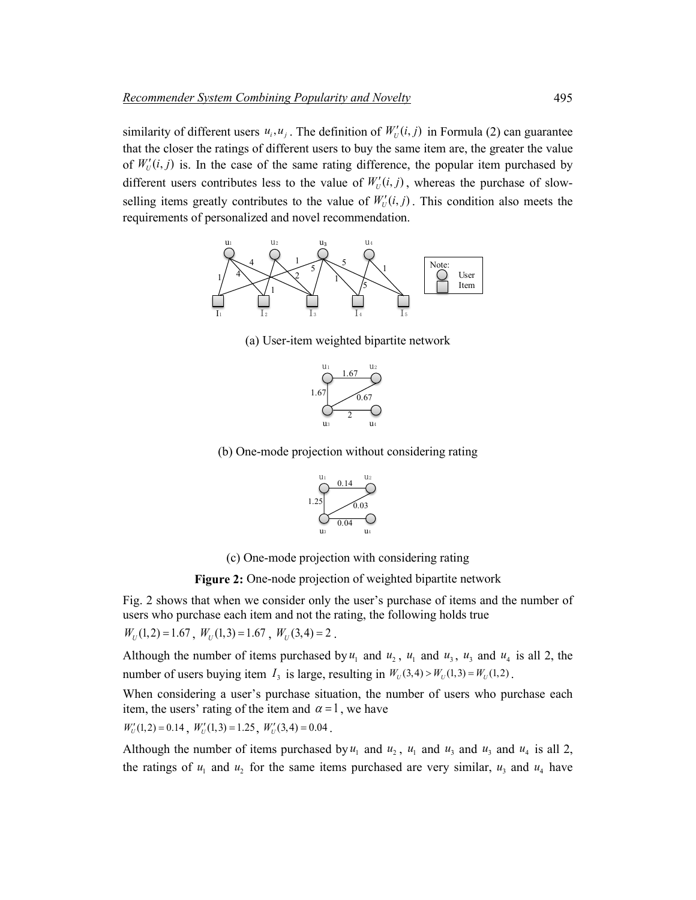similarity of different users $u_i, u_j$. The definition of $W'_U(i,j)$ in Formula (2) can guarantee that the closer the ratings of different users to buy the same item are, the greater the value of $W'_U(i,j)$ is. In the case of the same rating difference, the popular item purchased by different users contributes less to the value of $W'_U(i,j)$, whereas the purchase of slow-selling items greatly contributes to the value of $W'_U(i,j)$. This condition also meets the requirements of personalized and novel recommendation.

(a) User-item weighted bipartite network

(b) One-mode projection without considering rating

(c) One-mode projection with considering rating

**Figure 2:** One-node projection of weighted bipartite network

Fig. 2 shows that when we consider only the user's purchase of items and the number of users who purchase each item and not the rating, the following holds true

$W_U(1,2) = 1.67$, $W_U(1,3) = 1.67$, $W_U(3,4) = 2$.

Although the number of items purchased by $u_1$ and $u_2$, $u_1$ and $u_3$, $u_3$ and $u_4$ is all 2, the number of users buying item $I_3$ is large, resulting in $W_U(3,4) > W_U(1,3) = W_U(1,2)$.

When considering a user's purchase situation, the number of users who purchase each item, the users' rating of the item and $\alpha = 1$, we have

$W'_U(1,2) = 0.14$, $W'_U(1,3) = 1.25$, $W'_U(3,4) = 0.04$.

Although the number of items purchased by $u_1$ and $u_2$, $u_1$ and $u_3$ and $u_3$ and $u_4$ is all 2, the ratings of $u_1$ and $u_2$ for the same items purchased are very similar, $u_3$ and $u_4$ have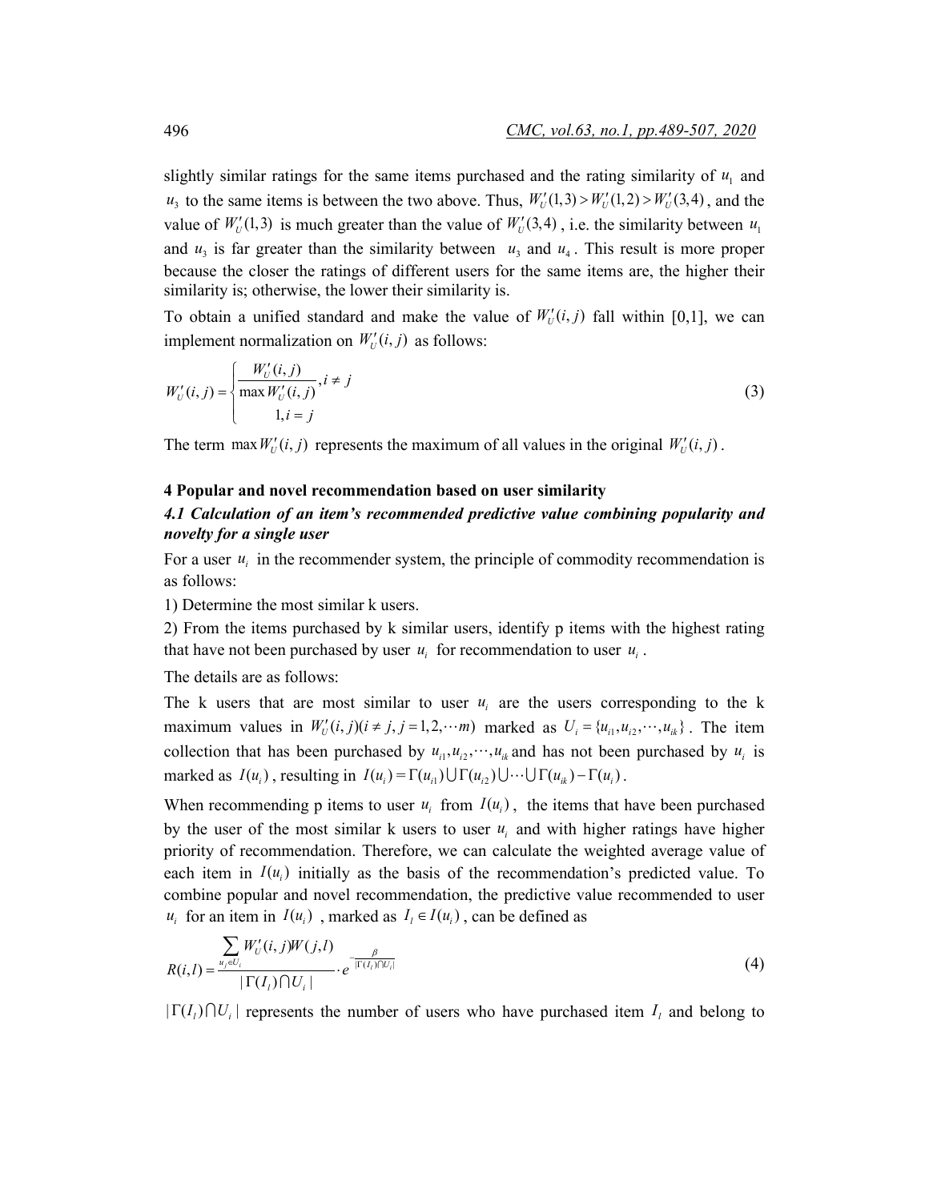slightly similar ratings for the same items purchased and the rating similarity of $u_1$ and $u_3$ to the same items is between the two above. Thus, $W'_U(1,3) > W'_U(1,2) > W'_U(3,4)$, and the value of $W'_U(1,3)$ is much greater than the value of $W'_U(3,4)$, i.e. the similarity between $u_1$ and $u_3$ is far greater than the similarity between $u_3$ and $u_4$. This result is more proper because the closer the ratings of different users for the same items are, the higher their similarity is; otherwise, the lower their similarity is.

To obtain a unified standard and make the value of $W'_U(i,j)$ fall within [0,1], we can implement normalization on $W'_U(i,j)$ as follows:

$$W'_U(i,j) = \begin{cases} \dfrac{W'_U(i,j)}{\max W'_U(i,j)}, i \neq j \\ 1, i = j \end{cases} \tag{3}$$

The term $\max W'_U(i,j)$ represents the maximum of all values in the original $W'_U(i,j)$.

## 4 Popular and novel recommendation based on user similarity

### *4.1 Calculation of an item's recommended predictive value combining popularity and novelty for a single user*

For a user $u_i$ in the recommender system, the principle of commodity recommendation is as follows:

1) Determine the most similar k users.

2) From the items purchased by k similar users, identify p items with the highest rating that have not been purchased by user $u_i$ for recommendation to user $u_i$.

The details are as follows:

The k users that are most similar to user $u_i$ are the users corresponding to the k maximum values in $W'_U(i,j)(i \neq j, j = 1,2,\cdots m)$ marked as $U_i = \{u_{i1}, u_{i2}, \cdots, u_{ik}\}$. The item collection that has been purchased by $u_{i1}, u_{i2}, \cdots, u_{ik}$ and has not been purchased by $u_i$ is marked as $I(u_i)$, resulting in $I(u_i) = \Gamma(u_{i1}) \bigcup \Gamma(u_{i2}) \bigcup \cdots \bigcup \Gamma(u_{ik}) - \Gamma(u_i)$.

When recommending p items to user $u_i$ from $I(u_i)$, the items that have been purchased by the user of the most similar k users to user $u_i$ and with higher ratings have higher priority of recommendation. Therefore, we can calculate the weighted average value of each item in $I(u_i)$ initially as the basis of the recommendation's predicted value. To combine popular and novel recommendation, the predictive value recommended to user $u_i$ for an item in $I(u_i)$, marked as $I_l \in I(u_i)$, can be defined as

$$R(i,l) = \frac{\sum_{u_j \in U_i} W'_U(i,j) W(j,l)}{|\Gamma(I_l) \bigcap U_i|} \cdot e^{-\frac{\beta}{|\Gamma(I_l) \bigcap U_i|}} \tag{4}$$

$|\Gamma(I_l) \bigcap U_i|$ represents the number of users who have purchased item $I_l$ and belong to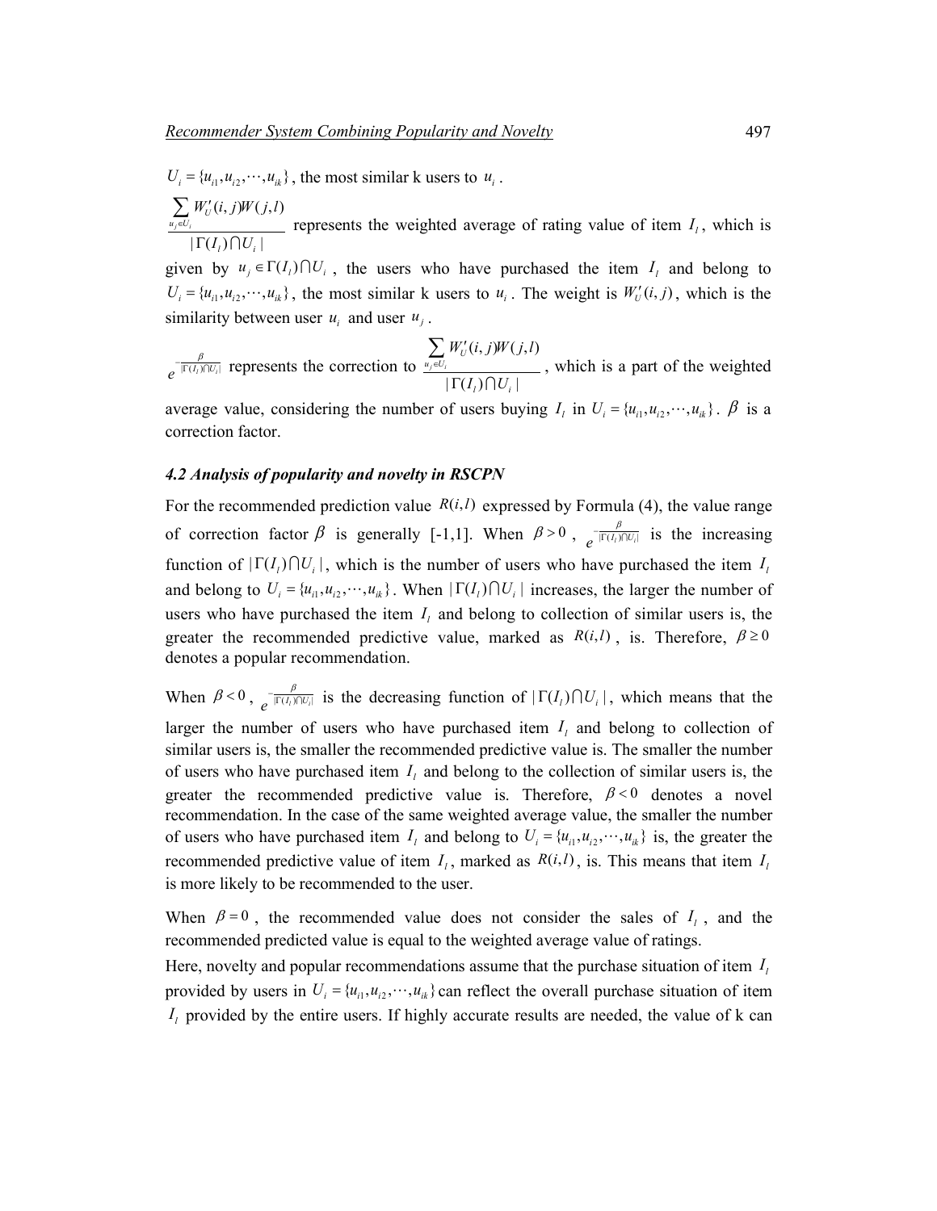$U_i = \{u_{i1}, u_{i2}, \cdots, u_{ik}\}$, the most similar k users to $u_i$.

$\dfrac{\sum_{u_j \in U_i} W'_U(i,j)W(j,l)}{|\Gamma(I_l) \cap U_i|}$ represents the weighted average of rating value of item $I_l$, which is given by $u_j \in \Gamma(I_l) \cap U_i$, the users who have purchased the item $I_l$ and belong to $U_i = \{u_{i1}, u_{i2}, \cdots, u_{ik}\}$, the most similar k users to $u_i$. The weight is $W'_U(i,j)$, which is the similarity between user $u_i$ and user $u_j$.

$e^{-\frac{\beta}{|\Gamma(I_l) \cap U_i|}}$ represents the correction to $\dfrac{\sum_{u_j \in U_i} W'_U(i,j)W(j,l)}{|\Gamma(I_l) \cap U_i|}$, which is a part of the weighted average value, considering the number of users buying $I_l$ in $U_i = \{u_{i1}, u_{i2}, \cdots, u_{ik}\}$. $\beta$ is a correction factor.

### *4.2 Analysis of popularity and novelty in RSCPN*

For the recommended prediction value $R(i,l)$ expressed by Formula (4), the value range of correction factor $\beta$ is generally [-1,1]. When $\beta > 0$, $e^{-\frac{\beta}{|\Gamma(I_l) \cap U_i|}}$ is the increasing function of $|\Gamma(I_l) \cap U_i|$, which is the number of users who have purchased the item $I_l$ and belong to $U_i = \{u_{i1}, u_{i2}, \cdots, u_{ik}\}$. When $|\Gamma(I_l) \cap U_i|$ increases, the larger the number of users who have purchased the item $I_l$ and belong to collection of similar users is, the greater the recommended predictive value, marked as $R(i,l)$, is. Therefore, $\beta \geq 0$ denotes a popular recommendation.

When $\beta < 0$, $e^{-\frac{\beta}{|\Gamma(I_l) \cap U_i|}}$ is the decreasing function of $|\Gamma(I_l) \cap U_i|$, which means that the larger the number of users who have purchased item $I_l$ and belong to collection of similar users is, the smaller the recommended predictive value is. The smaller the number of users who have purchased item $I_l$ and belong to the collection of similar users is, the greater the recommended predictive value is. Therefore, $\beta < 0$ denotes a novel recommendation. In the case of the same weighted average value, the smaller the number of users who have purchased item $I_l$ and belong to $U_i = \{u_{i1}, u_{i2}, \cdots, u_{ik}\}$ is, the greater the recommended predictive value of item $I_l$, marked as $R(i,l)$, is. This means that item $I_l$ is more likely to be recommended to the user.

When $\beta = 0$, the recommended value does not consider the sales of $I_l$, and the recommended predicted value is equal to the weighted average value of ratings.

Here, novelty and popular recommendations assume that the purchase situation of item $I_l$ provided by users in $U_i = \{u_{i1}, u_{i2}, \cdots, u_{ik}\}$ can reflect the overall purchase situation of item $I_l$ provided by the entire users. If highly accurate results are needed, the value of k can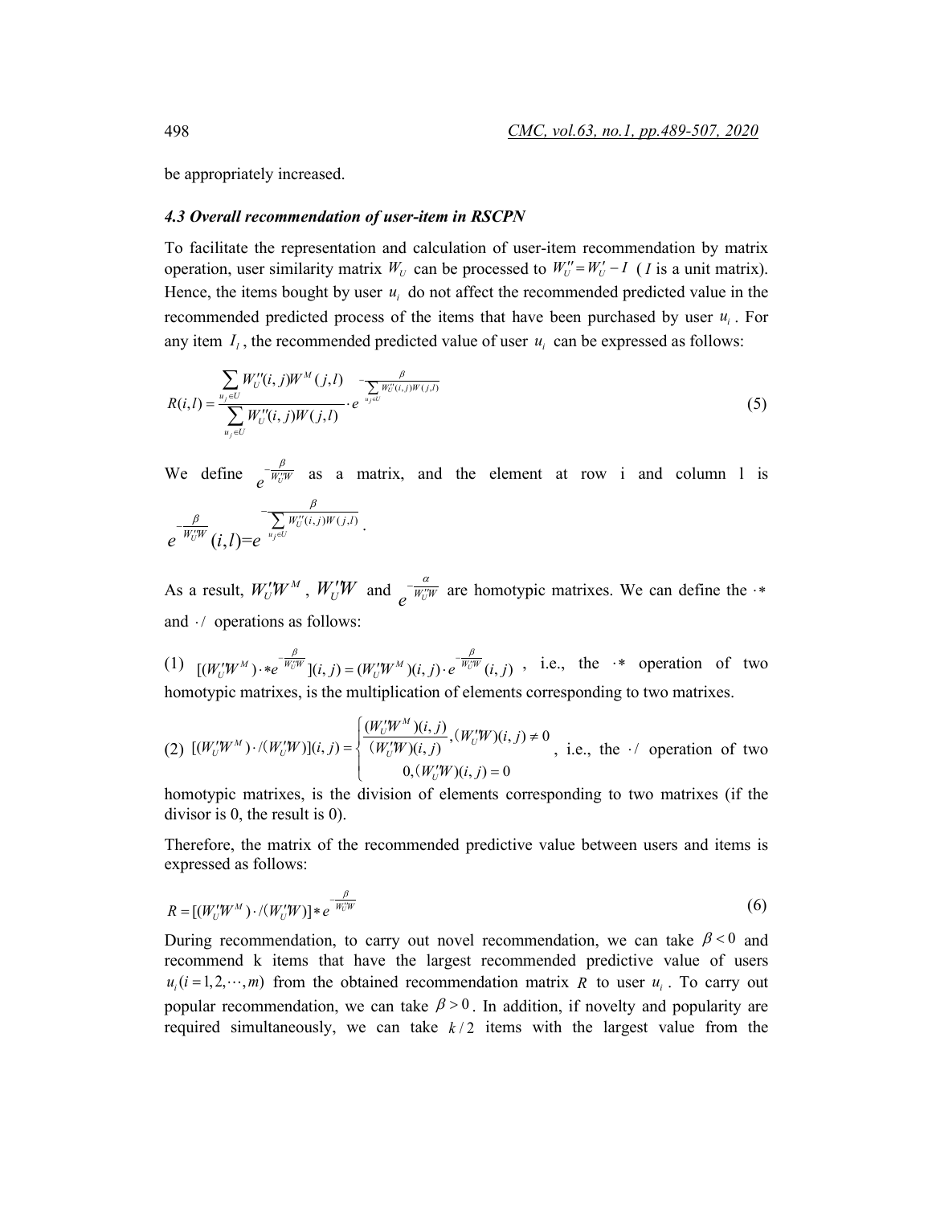be appropriately increased.

### *4.3 Overall recommendation of user-item in RSCPN*

To facilitate the representation and calculation of user-item recommendation by matrix operation, user similarity matrix $W_U$ can be processed to $W_U'' = W_U' - I$ ( $I$ is a unit matrix). Hence, the items bought by user $u_i$ do not affect the recommended predicted value in the recommended predicted process of the items that have been purchased by user $u_i$. For any item $I_l$, the recommended predicted value of user $u_i$ can be expressed as follows:

$$R(i,l) = \frac{\sum_{u_j \in U} W_U''(i,j) W^M(j,l)}{\sum_{u_j \in U} W_U''(i,j) W(j,l)} \cdot e^{-\frac{\beta}{\sum_{u_j \in U} W_U''(i,j) W(j,l)}} \tag{5}$$

We define $e^{-\frac{\beta}{W_U''W}}$ as a matrix, and the element at row i and column l is $e^{-\frac{\beta}{W_U''W}}(i,l) = e^{-\frac{\beta}{\sum_{u_j \in U} W_U''(i,j) W(j,l)}}$.

As a result, $W_U''W^M$, $W_U''W$ and $e^{-\frac{\alpha}{W_U''W}}$ are homotypic matrixes. We can define the $\cdot *$ and $\cdot /$ operations as follows:

(1) $[(W_U''W^M) \cdot * e^{-\frac{\beta}{W_U''W}}](i,j) = (W_U''W^M)(i,j) \cdot e^{-\frac{\beta}{W_U''W}}(i,j)$, i.e., the $\cdot *$ operation of two homotypic matrixes, is the multiplication of elements corresponding to two matrixes.

(2) $[(W_U''W^M) \cdot / (W_U''W)](i,j) = \begin{cases} \dfrac{(W_U''W^M)(i,j)}{(W_U''W)(i,j)}, (W_U''W)(i,j) \neq 0 \\ 0, (W_U''W)(i,j) = 0 \end{cases}$, i.e., the $\cdot /$ operation of two homotypic matrixes, is the division of elements corresponding to two matrixes (if the divisor is 0, the result is 0).

Therefore, the matrix of the recommended predictive value between users and items is expressed as follows:

$$R = [(W_U''W^M) \cdot / (W_U''W)] * e^{-\frac{\beta}{W_U''W}} \tag{6}$$

During recommendation, to carry out novel recommendation, we can take $\beta < 0$ and recommend k items that have the largest recommended predictive value of users $u_i (i = 1, 2, \cdots, m)$ from the obtained recommendation matrix $R$ to user $u_i$. To carry out popular recommendation, we can take $\beta > 0$. In addition, if novelty and popularity are required simultaneously, we can take $k/2$ items with the largest value from the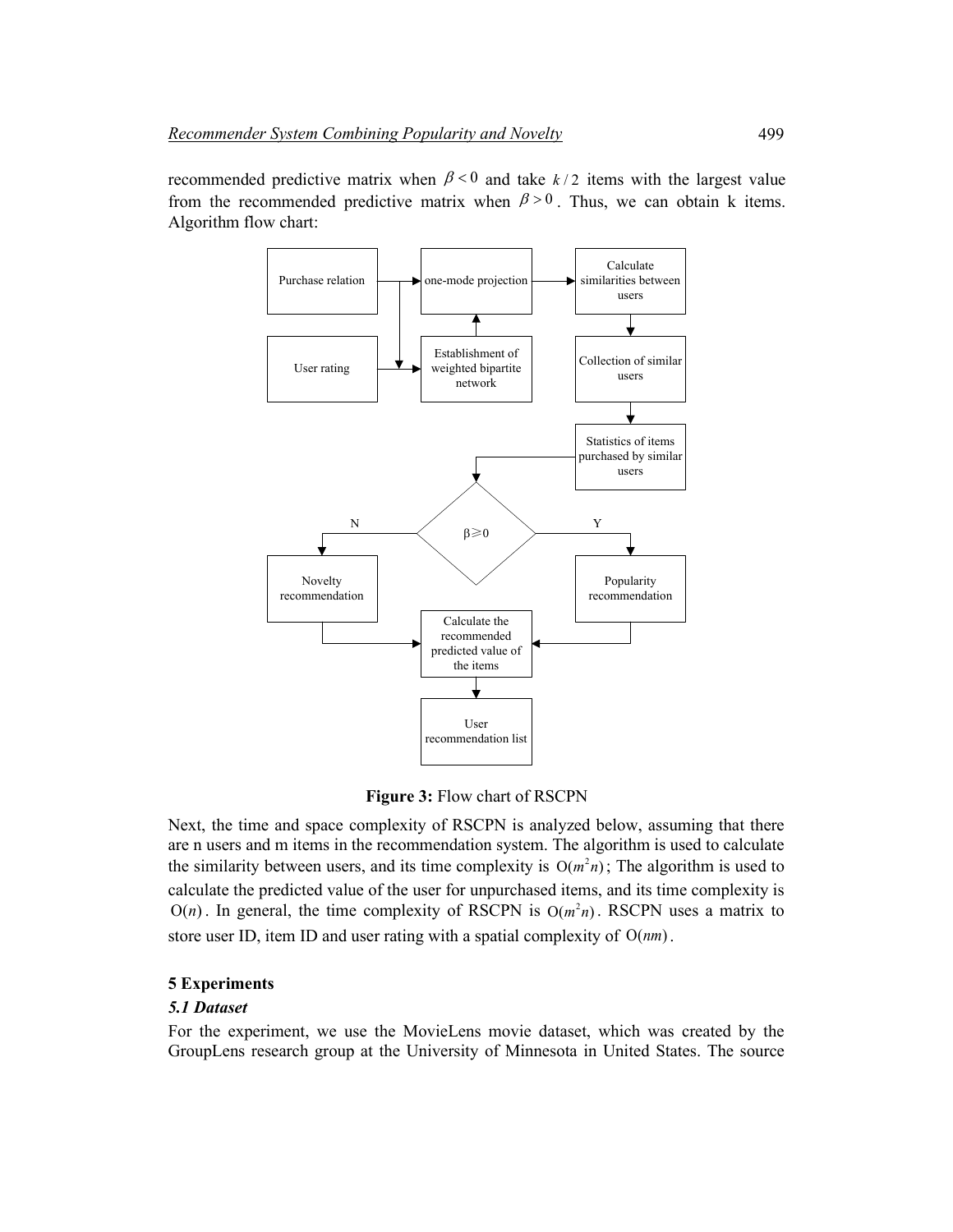recommended predictive matrix when $\beta < 0$ and take $k/2$ items with the largest value from the recommended predictive matrix when $\beta > 0$. Thus, we can obtain k items. Algorithm flow chart:

**Figure 3:** Flow chart of RSCPN

Next, the time and space complexity of RSCPN is analyzed below, assuming that there are n users and m items in the recommendation system. The algorithm is used to calculate the similarity between users, and its time complexity is $O(m^2n)$; The algorithm is used to calculate the predicted value of the user for unpurchased items, and its time complexity is $O(n)$. In general, the time complexity of RSCPN is $O(m^2n)$. RSCPN uses a matrix to store user ID, item ID and user rating with a spatial complexity of $O(nm)$.

## 5 Experiments

### *5.1 Dataset*

For the experiment, we use the MovieLens movie dataset, which was created by the GroupLens research group at the University of Minnesota in United States. The source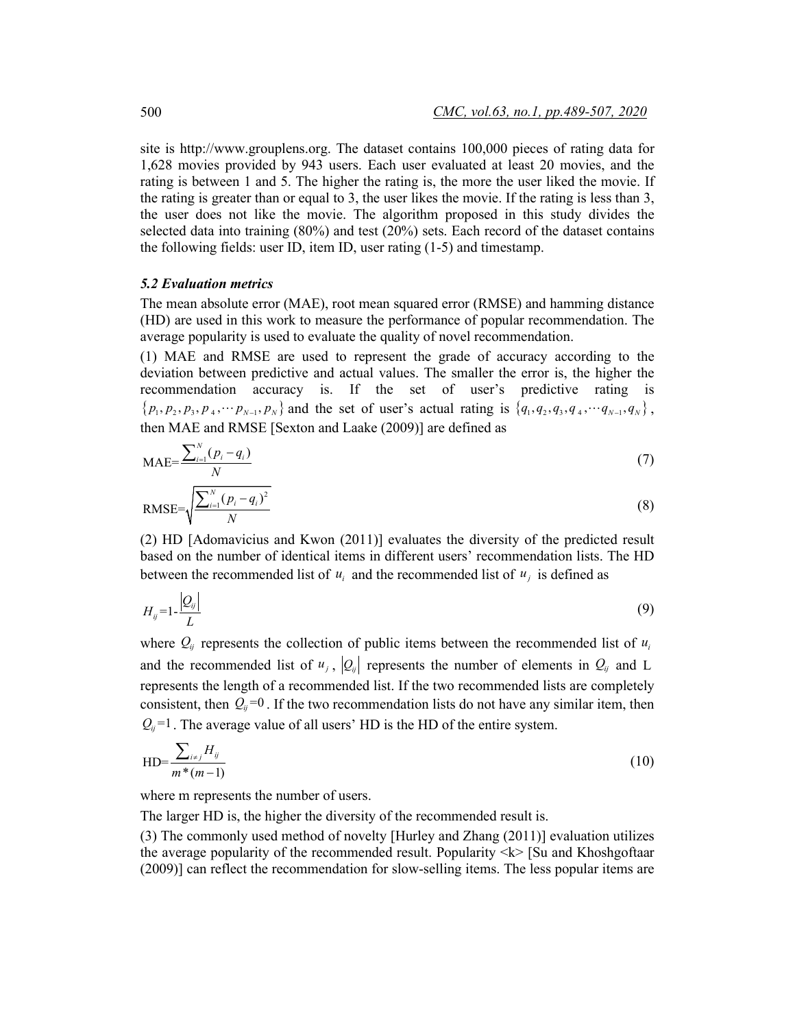site is http://www.grouplens.org. The dataset contains 100,000 pieces of rating data for 1,628 movies provided by 943 users. Each user evaluated at least 20 movies, and the rating is between 1 and 5. The higher the rating is, the more the user liked the movie. If the rating is greater than or equal to 3, the user likes the movie. If the rating is less than 3, the user does not like the movie. The algorithm proposed in this study divides the selected data into training (80%) and test (20%) sets. Each record of the dataset contains the following fields: user ID, item ID, user rating (1-5) and timestamp.

### *5.2 Evaluation metrics*

The mean absolute error (MAE), root mean squared error (RMSE) and hamming distance (HD) are used in this work to measure the performance of popular recommendation. The average popularity is used to evaluate the quality of novel recommendation.

(1) MAE and RMSE are used to represent the grade of accuracy according to the deviation between predictive and actual values. The smaller the error is, the higher the recommendation accuracy is. If the set of user's predictive rating is $\{p_1, p_2, p_3, p_4, \cdots p_{N-1}, p_N\}$ and the set of user's actual rating is $\{q_1, q_2, q_3, q_4, \cdots q_{N-1}, q_N\}$, then MAE and RMSE [Sexton and Laake (2009)] are defined as

$$\text{MAE}=\frac{\sum_{i=1}^{N}(p_i - q_i)}{N} \tag{7}$$

$$\text{RMSE}=\sqrt{\frac{\sum_{i=1}^{N}(p_i - q_i)^2}{N}} \tag{8}$$

(2) HD [Adomavicius and Kwon (2011)] evaluates the diversity of the predicted result based on the number of identical items in different users' recommendation lists. The HD between the recommended list of $u_i$ and the recommended list of $u_j$ is defined as

$$H_{ij}=1-\frac{|Q_{ij}|}{L} \tag{9}$$

where $Q_{ij}$ represents the collection of public items between the recommended list of $u_i$ and the recommended list of $u_j$, $|Q_{ij}|$ represents the number of elements in $Q_{ij}$ and L represents the length of a recommended list. If the two recommended lists are completely consistent, then $Q_{ij}=0$. If the two recommendation lists do not have any similar item, then $Q_{ij}=1$. The average value of all users' HD is the HD of the entire system.

$$\text{HD}=\frac{\sum_{i \neq j} H_{ij}}{m*(m-1)} \tag{10}$$

where m represents the number of users.

The larger HD is, the higher the diversity of the recommended result is.

(3) The commonly used method of novelty [Hurley and Zhang (2011)] evaluation utilizes the average popularity of the recommended result. Popularity <k> [Su and Khoshgoftaar (2009)] can reflect the recommendation for slow-selling items. The less popular items are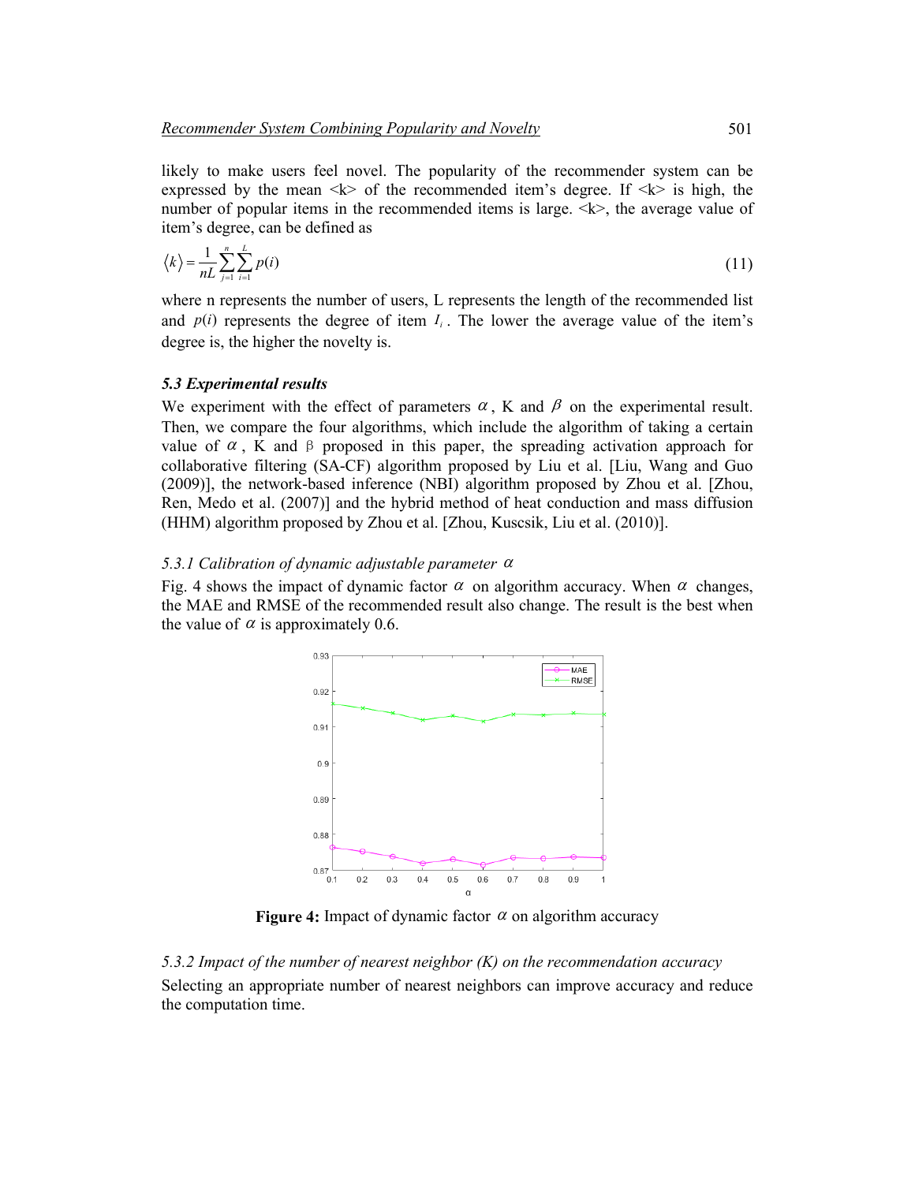likely to make users feel novel. The popularity of the recommender system can be expressed by the mean <k> of the recommended item's degree. If <k> is high, the number of popular items in the recommended items is large. <k>, the average value of item's degree, can be defined as

$$\langle k \rangle = \frac{1}{nL}\sum_{j=1}^{n}\sum_{i=1}^{L} p(i) \tag{11}$$

where n represents the number of users, L represents the length of the recommended list and $p(i)$ represents the degree of item $I_i$. The lower the average value of the item's degree is, the higher the novelty is.

### *5.3 Experimental results*

We experiment with the effect of parameters $\alpha$, K and $\beta$ on the experimental result. Then, we compare the four algorithms, which include the algorithm of taking a certain value of $\alpha$, K and β proposed in this paper, the spreading activation approach for collaborative filtering (SA-CF) algorithm proposed by Liu et al. [Liu, Wang and Guo (2009)], the network-based inference (NBI) algorithm proposed by Zhou et al. [Zhou, Ren, Medo et al. (2007)] and the hybrid method of heat conduction and mass diffusion (HHM) algorithm proposed by Zhou et al. [Zhou, Kuscsik, Liu et al. (2010)].

#### *5.3.1 Calibration of dynamic adjustable parameter $\alpha$*

Fig. 4 shows the impact of dynamic factor $\alpha$ on algorithm accuracy. When $\alpha$ changes, the MAE and RMSE of the recommended result also change. The result is the best when the value of $\alpha$ is approximately 0.6.

**Figure 4:** Impact of dynamic factor $\alpha$ on algorithm accuracy

#### *5.3.2 Impact of the number of nearest neighbor (K) on the recommendation accuracy*

Selecting an appropriate number of nearest neighbors can improve accuracy and reduce the computation time.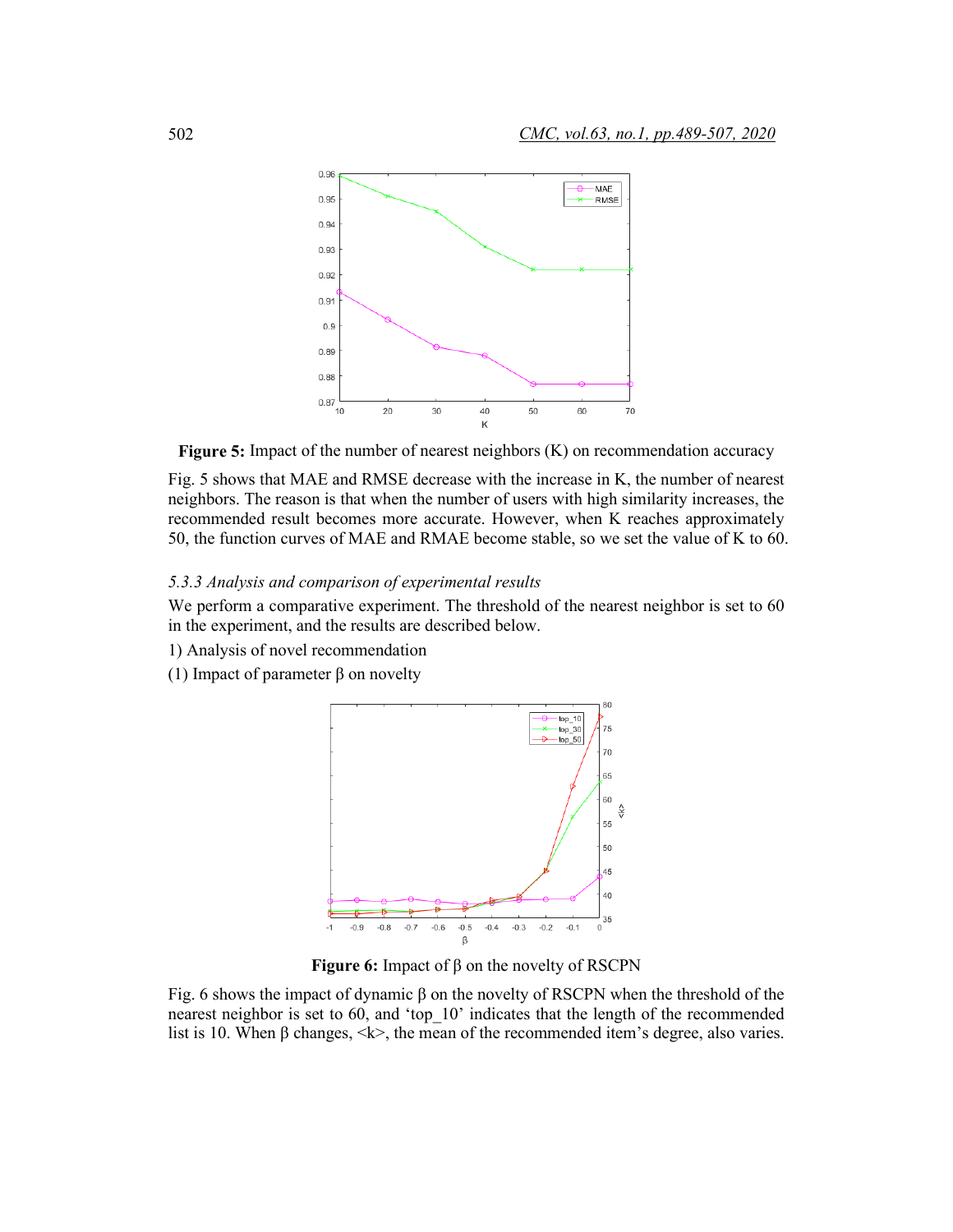**Figure 5:** Impact of the number of nearest neighbors (K) on recommendation accuracy

Fig. 5 shows that MAE and RMSE decrease with the increase in K, the number of nearest neighbors. The reason is that when the number of users with high similarity increases, the recommended result becomes more accurate. However, when K reaches approximately 50, the function curves of MAE and RMAE become stable, so we set the value of K to 60.

### *5.3.3 Analysis and comparison of experimental results*

We perform a comparative experiment. The threshold of the nearest neighbor is set to 60 in the experiment, and the results are described below.

1) Analysis of novel recommendation

(1) Impact of parameter β on novelty

**Figure 6:** Impact of β on the novelty of RSCPN

Fig. 6 shows the impact of dynamic β on the novelty of RSCPN when the threshold of the nearest neighbor is set to 60, and 'top_10' indicates that the length of the recommended list is 10. When β changes, <k>, the mean of the recommended item's degree, also varies.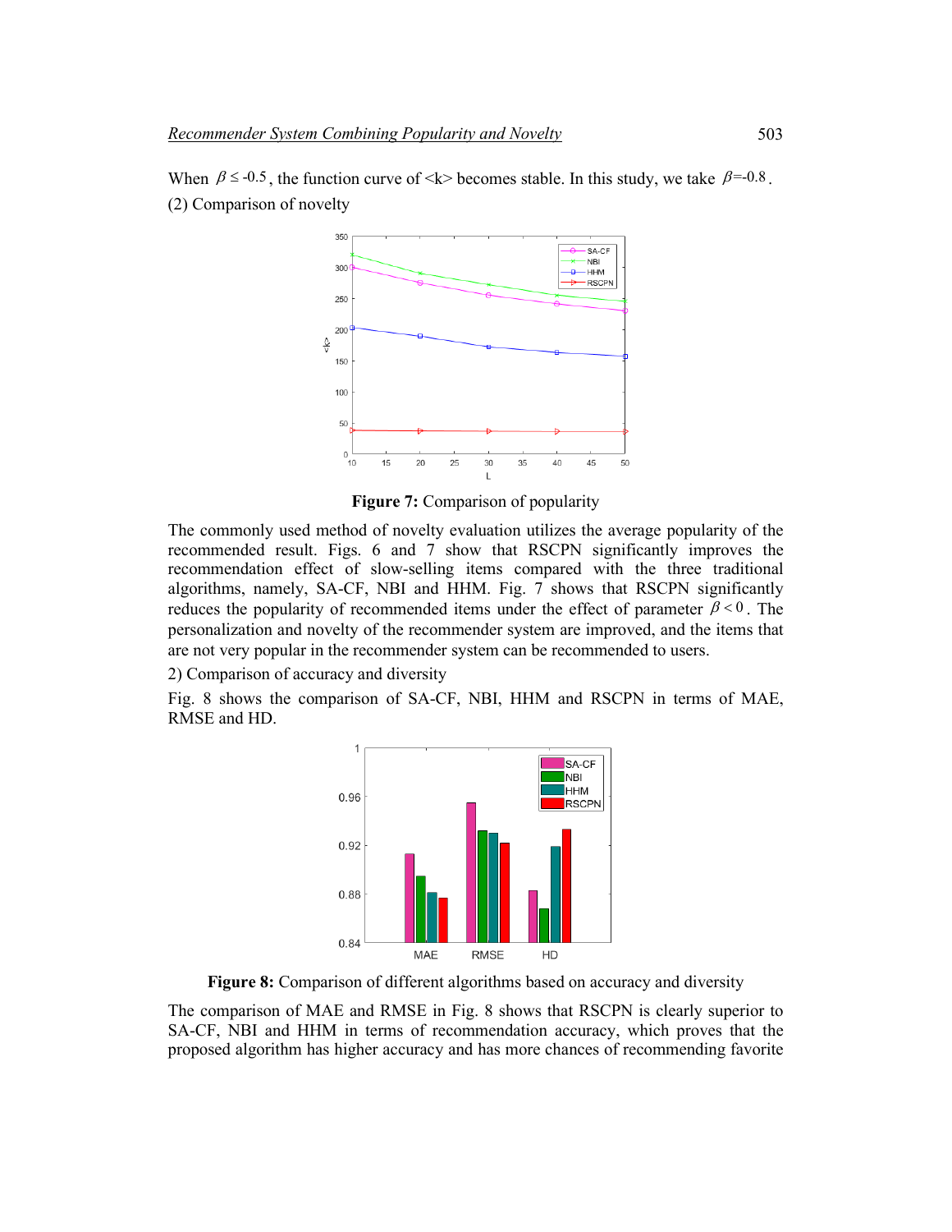When $\beta \leq -0.5$, the function curve of <k> becomes stable. In this study, we take $\beta$=-0.8.

(2) Comparison of novelty

**Figure 7:** Comparison of popularity

The commonly used method of novelty evaluation utilizes the average popularity of the recommended result. Figs. 6 and 7 show that RSCPN significantly improves the recommendation effect of slow-selling items compared with the three traditional algorithms, namely, SA-CF, NBI and HHM. Fig. 7 shows that RSCPN significantly reduces the popularity of recommended items under the effect of parameter $\beta < 0$. The personalization and novelty of the recommender system are improved, and the items that are not very popular in the recommender system can be recommended to users.

2) Comparison of accuracy and diversity

Fig. 8 shows the comparison of SA-CF, NBI, HHM and RSCPN in terms of MAE, RMSE and HD.

**Figure 8:** Comparison of different algorithms based on accuracy and diversity

The comparison of MAE and RMSE in Fig. 8 shows that RSCPN is clearly superior to SA-CF, NBI and HHM in terms of recommendation accuracy, which proves that the proposed algorithm has higher accuracy and has more chances of recommending favorite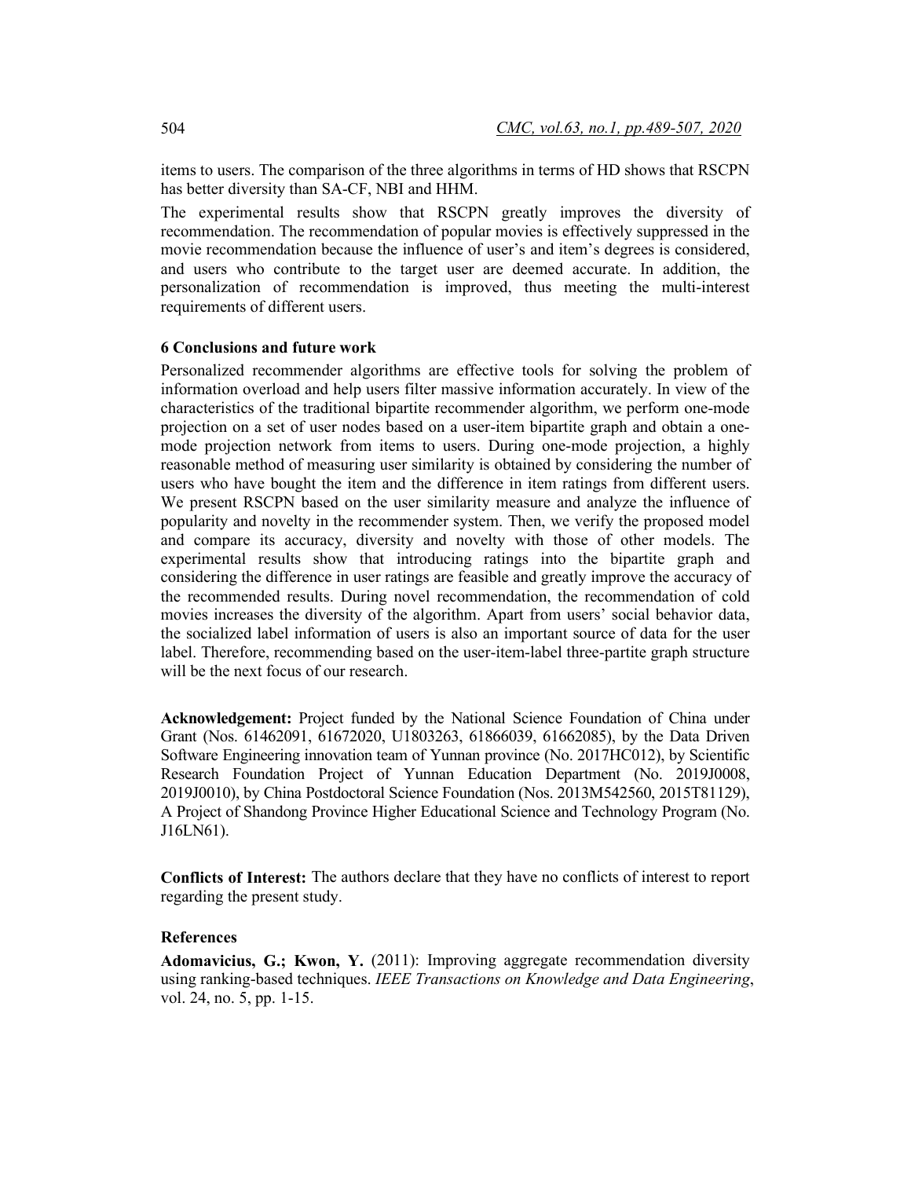items to users. The comparison of the three algorithms in terms of HD shows that RSCPN has better diversity than SA-CF, NBI and HHM.

The experimental results show that RSCPN greatly improves the diversity of recommendation. The recommendation of popular movies is effectively suppressed in the movie recommendation because the influence of user's and item's degrees is considered, and users who contribute to the target user are deemed accurate. In addition, the personalization of recommendation is improved, thus meeting the multi-interest requirements of different users.

## 6 Conclusions and future work

Personalized recommender algorithms are effective tools for solving the problem of information overload and help users filter massive information accurately. In view of the characteristics of the traditional bipartite recommender algorithm, we perform one-mode projection on a set of user nodes based on a user-item bipartite graph and obtain a one-mode projection network from items to users. During one-mode projection, a highly reasonable method of measuring user similarity is obtained by considering the number of users who have bought the item and the difference in item ratings from different users. We present RSCPN based on the user similarity measure and analyze the influence of popularity and novelty in the recommender system. Then, we verify the proposed model and compare its accuracy, diversity and novelty with those of other models. The experimental results show that introducing ratings into the bipartite graph and considering the difference in user ratings are feasible and greatly improve the accuracy of the recommended results. During novel recommendation, the recommendation of cold movies increases the diversity of the algorithm. Apart from users' social behavior data, the socialized label information of users is also an important source of data for the user label. Therefore, recommending based on the user-item-label three-partite graph structure will be the next focus of our research.

**Acknowledgement:** Project funded by the National Science Foundation of China under Grant (Nos. 61462091, 61672020, U1803263, 61866039, 61662085), by the Data Driven Software Engineering innovation team of Yunnan province (No. 2017HC012), by Scientific Research Foundation Project of Yunnan Education Department (No. 2019J0008, 2019J0010), by China Postdoctoral Science Foundation (Nos. 2013M542560, 2015T81129), A Project of Shandong Province Higher Educational Science and Technology Program (No. J16LN61).

**Conflicts of Interest:** The authors declare that they have no conflicts of interest to report regarding the present study.

## References

**Adomavicius, G.; Kwon, Y.** (2011): Improving aggregate recommendation diversity using ranking-based techniques. *IEEE Transactions on Knowledge and Data Engineering*, vol. 24, no. 5, pp. 1-15.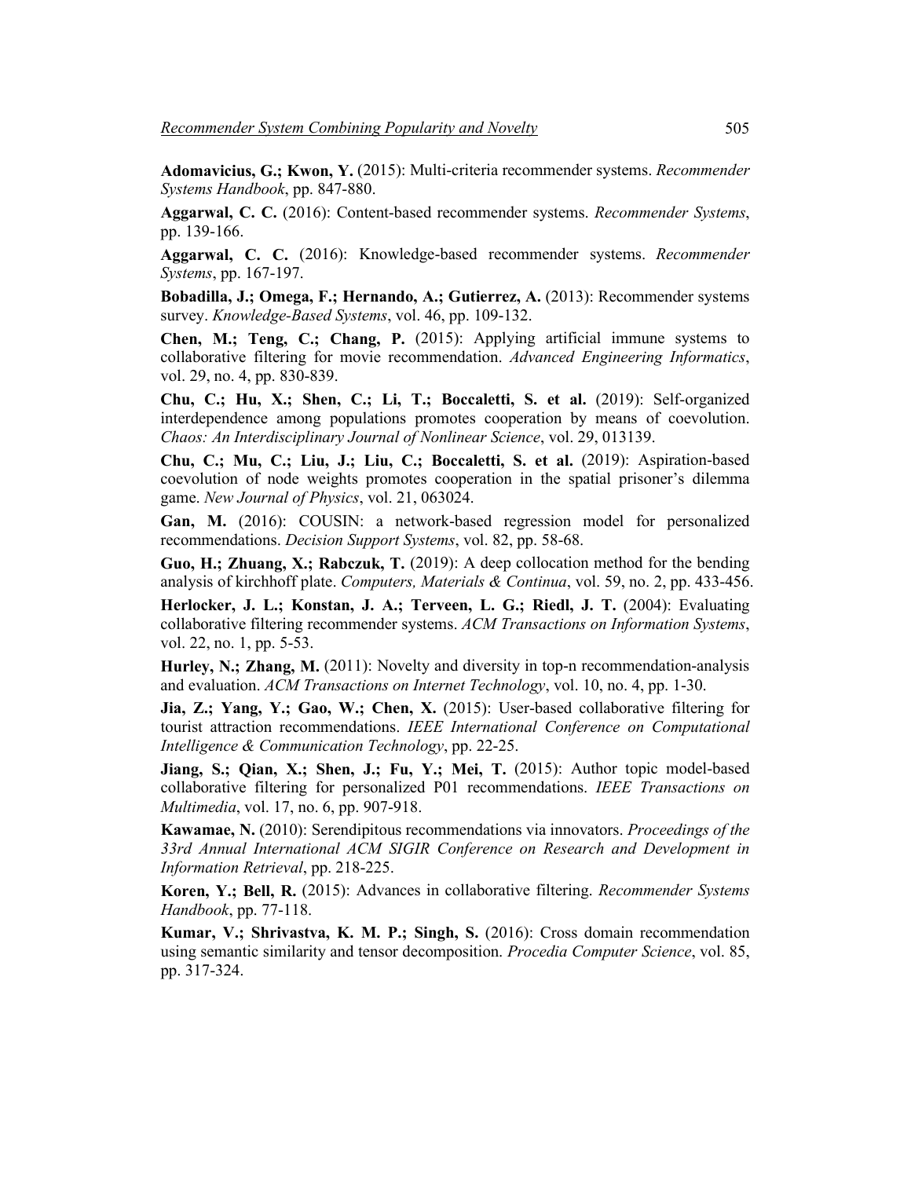**Adomavicius, G.; Kwon, Y.** (2015): Multi-criteria recommender systems. *Recommender Systems Handbook*, pp. 847-880.

**Aggarwal, C. C.** (2016): Content-based recommender systems. *Recommender Systems*, pp. 139-166.

**Aggarwal, C. C.** (2016): Knowledge-based recommender systems. *Recommender Systems*, pp. 167-197.

**Bobadilla, J.; Omega, F.; Hernando, A.; Gutierrez, A.** (2013): Recommender systems survey. *Knowledge-Based Systems*, vol. 46, pp. 109-132.

**Chen, M.; Teng, C.; Chang, P.** (2015): Applying artificial immune systems to collaborative filtering for movie recommendation. *Advanced Engineering Informatics*, vol. 29, no. 4, pp. 830-839.

**Chu, C.; Hu, X.; Shen, C.; Li, T.; Boccaletti, S. et al.** (2019): Self-organized interdependence among populations promotes cooperation by means of coevolution. *Chaos: An Interdisciplinary Journal of Nonlinear Science*, vol. 29, 013139.

**Chu, C.; Mu, C.; Liu, J.; Liu, C.; Boccaletti, S. et al.** (2019): Aspiration-based coevolution of node weights promotes cooperation in the spatial prisoner's dilemma game. *New Journal of Physics*, vol. 21, 063024.

**Gan, M.** (2016): COUSIN: a network-based regression model for personalized recommendations. *Decision Support Systems*, vol. 82, pp. 58-68.

**Guo, H.; Zhuang, X.; Rabczuk, T.** (2019): A deep collocation method for the bending analysis of kirchhoff plate. *Computers, Materials & Continua*, vol. 59, no. 2, pp. 433-456.

**Herlocker, J. L.; Konstan, J. A.; Terveen, L. G.; Riedl, J. T.** (2004): Evaluating collaborative filtering recommender systems. *ACM Transactions on Information Systems*, vol. 22, no. 1, pp. 5-53.

**Hurley, N.; Zhang, M.** (2011): Novelty and diversity in top-n recommendation-analysis and evaluation. *ACM Transactions on Internet Technology*, vol. 10, no. 4, pp. 1-30.

**Jia, Z.; Yang, Y.; Gao, W.; Chen, X.** (2015): User-based collaborative filtering for tourist attraction recommendations. *IEEE International Conference on Computational Intelligence & Communication Technology*, pp. 22-25.

**Jiang, S.; Qian, X.; Shen, J.; Fu, Y.; Mei, T.** (2015): Author topic model-based collaborative filtering for personalized P01 recommendations. *IEEE Transactions on Multimedia*, vol. 17, no. 6, pp. 907-918.

**Kawamae, N.** (2010): Serendipitous recommendations via innovators. *Proceedings of the 33rd Annual International ACM SIGIR Conference on Research and Development in Information Retrieval*, pp. 218-225.

**Koren, Y.; Bell, R.** (2015): Advances in collaborative filtering. *Recommender Systems Handbook*, pp. 77-118.

**Kumar, V.; Shrivastva, K. M. P.; Singh, S.** (2016): Cross domain recommendation using semantic similarity and tensor decomposition. *Procedia Computer Science*, vol. 85, pp. 317-324.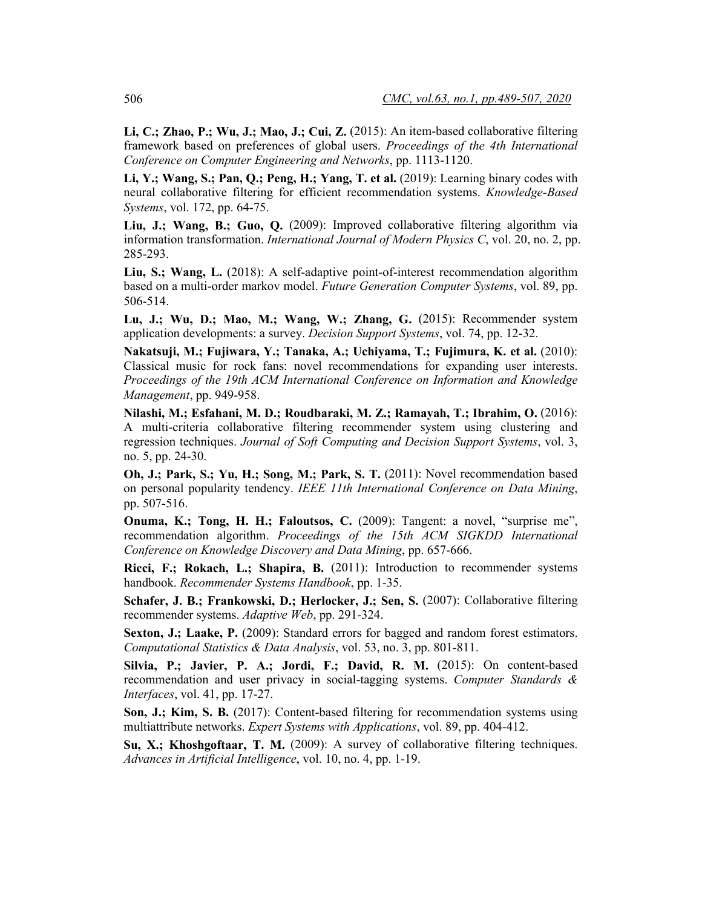**Li, C.; Zhao, P.; Wu, J.; Mao, J.; Cui, Z.** (2015): An item-based collaborative filtering framework based on preferences of global users. *Proceedings of the 4th International Conference on Computer Engineering and Networks*, pp. 1113-1120.

**Li, Y.; Wang, S.; Pan, Q.; Peng, H.; Yang, T. et al.** (2019): Learning binary codes with neural collaborative filtering for efficient recommendation systems. *Knowledge-Based Systems*, vol. 172, pp. 64-75.

**Liu, J.; Wang, B.; Guo, Q.** (2009): Improved collaborative filtering algorithm via information transformation. *International Journal of Modern Physics C*, vol. 20, no. 2, pp. 285-293.

**Liu, S.; Wang, L.** (2018): A self-adaptive point-of-interest recommendation algorithm based on a multi-order markov model. *Future Generation Computer Systems*, vol. 89, pp. 506-514.

**Lu, J.; Wu, D.; Mao, M.; Wang, W.; Zhang, G.** (2015): Recommender system application developments: a survey. *Decision Support Systems*, vol. 74, pp. 12-32.

**Nakatsuji, M.; Fujiwara, Y.; Tanaka, A.; Uchiyama, T.; Fujimura, K. et al.** (2010): Classical music for rock fans: novel recommendations for expanding user interests. *Proceedings of the 19th ACM International Conference on Information and Knowledge Management*, pp. 949-958.

**Nilashi, M.; Esfahani, M. D.; Roudbaraki, M. Z.; Ramayah, T.; Ibrahim, O.** (2016): A multi-criteria collaborative filtering recommender system using clustering and regression techniques. *Journal of Soft Computing and Decision Support Systems*, vol. 3, no. 5, pp. 24-30.

**Oh, J.; Park, S.; Yu, H.; Song, M.; Park, S. T.** (2011): Novel recommendation based on personal popularity tendency. *IEEE 11th International Conference on Data Mining*, pp. 507-516.

**Onuma, K.; Tong, H. H.; Faloutsos, C.** (2009): Tangent: a novel, "surprise me", recommendation algorithm. *Proceedings of the 15th ACM SIGKDD International Conference on Knowledge Discovery and Data Mining*, pp. 657-666.

**Ricci, F.; Rokach, L.; Shapira, B.** (2011): Introduction to recommender systems handbook. *Recommender Systems Handbook*, pp. 1-35.

**Schafer, J. B.; Frankowski, D.; Herlocker, J.; Sen, S.** (2007): Collaborative filtering recommender systems. *Adaptive Web*, pp. 291-324.

**Sexton, J.; Laake, P.** (2009): Standard errors for bagged and random forest estimators. *Computational Statistics & Data Analysis*, vol. 53, no. 3, pp. 801-811.

**Silvia, P.; Javier, P. A.; Jordi, F.; David, R. M.** (2015): On content-based recommendation and user privacy in social-tagging systems. *Computer Standards & Interfaces*, vol. 41, pp. 17-27.

**Son, J.; Kim, S. B.** (2017): Content-based filtering for recommendation systems using multiattribute networks. *Expert Systems with Applications*, vol. 89, pp. 404-412.

**Su, X.; Khoshgoftaar, T. M.** (2009): A survey of collaborative filtering techniques. *Advances in Artificial Intelligence*, vol. 10, no. 4, pp. 1-19.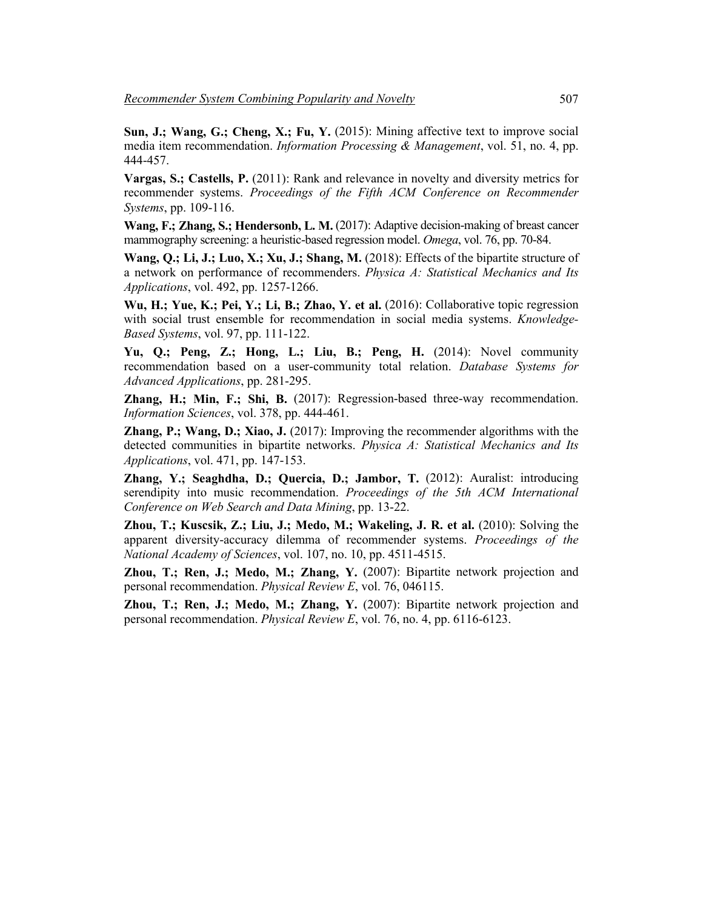**Sun, J.; Wang, G.; Cheng, X.; Fu, Y.** (2015): Mining affective text to improve social media item recommendation. *Information Processing & Management*, vol. 51, no. 4, pp. 444-457.

**Vargas, S.; Castells, P.** (2011): Rank and relevance in novelty and diversity metrics for recommender systems. *Proceedings of the Fifth ACM Conference on Recommender Systems*, pp. 109-116.

**Wang, F.; Zhang, S.; Hendersonb, L. M.** (2017): Adaptive decision-making of breast cancer mammography screening: a heuristic-based regression model. *Omega*, vol. 76, pp. 70-84.

**Wang, Q.; Li, J.; Luo, X.; Xu, J.; Shang, M.** (2018): Effects of the bipartite structure of a network on performance of recommenders. *Physica A: Statistical Mechanics and Its Applications*, vol. 492, pp. 1257-1266.

**Wu, H.; Yue, K.; Pei, Y.; Li, B.; Zhao, Y. et al.** (2016): Collaborative topic regression with social trust ensemble for recommendation in social media systems. *Knowledge-Based Systems*, vol. 97, pp. 111-122.

**Yu, Q.; Peng, Z.; Hong, L.; Liu, B.; Peng, H.** (2014): Novel community recommendation based on a user-community total relation. *Database Systems for Advanced Applications*, pp. 281-295.

**Zhang, H.; Min, F.; Shi, B.** (2017): Regression-based three-way recommendation. *Information Sciences*, vol. 378, pp. 444-461.

**Zhang, P.; Wang, D.; Xiao, J.** (2017): Improving the recommender algorithms with the detected communities in bipartite networks. *Physica A: Statistical Mechanics and Its Applications*, vol. 471, pp. 147-153.

**Zhang, Y.; Seaghdha, D.; Quercia, D.; Jambor, T.** (2012): Auralist: introducing serendipity into music recommendation. *Proceedings of the 5th ACM International Conference on Web Search and Data Mining*, pp. 13-22.

**Zhou, T.; Kuscsik, Z.; Liu, J.; Medo, M.; Wakeling, J. R. et al.** (2010): Solving the apparent diversity-accuracy dilemma of recommender systems. *Proceedings of the National Academy of Sciences*, vol. 107, no. 10, pp. 4511-4515.

**Zhou, T.; Ren, J.; Medo, M.; Zhang, Y.** (2007): Bipartite network projection and personal recommendation. *Physical Review E*, vol. 76, 046115.

**Zhou, T.; Ren, J.; Medo, M.; Zhang, Y.** (2007): Bipartite network projection and personal recommendation. *Physical Review E*, vol. 76, no. 4, pp. 6116-6123.